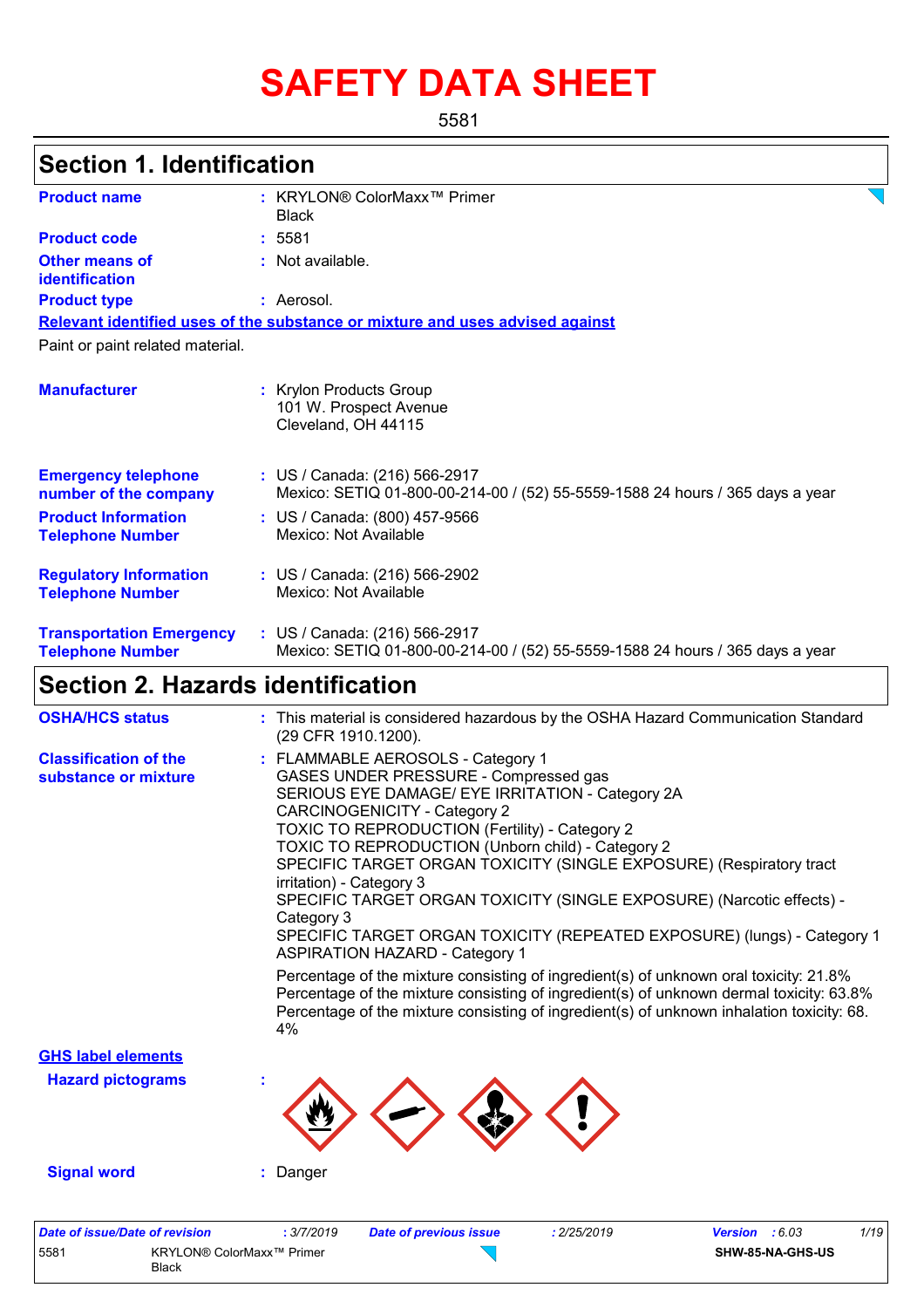# SAFETY DATA SHEET

5581

## Section 1. Identification

**Product name** : KRYLON® ColorMaxx™ Primer Black

**Product code** : 5581

**Other means of identification** : Not available.

**Product type** : Aerosol.

**Relevant identified uses of the substance or mixture and uses advised against**

Paint or paint related material.

**Manufacturer** : Krylon Products Group
101 W. Prospect Avenue
Cleveland, OH 44115

**Emergency telephone number of the company** : US / Canada: (216) 566-2917
Mexico: SETIQ 01-800-00-214-00 / (52) 55-5559-1588 24 hours / 365 days a year

**Product Information Telephone Number** : US / Canada: (800) 457-9566
Mexico: Not Available

**Regulatory Information Telephone Number** : US / Canada: (216) 566-2902
Mexico: Not Available

**Transportation Emergency Telephone Number** : US / Canada: (216) 566-2917
Mexico: SETIQ 01-800-00-214-00 / (52) 55-5559-1588 24 hours / 365 days a year

## Section 2. Hazards identification

**OSHA/HCS status** : This material is considered hazardous by the OSHA Hazard Communication Standard (29 CFR 1910.1200).

**Classification of the substance or mixture** : FLAMMABLE AEROSOLS - Category 1
GASES UNDER PRESSURE - Compressed gas
SERIOUS EYE DAMAGE/ EYE IRRITATION - Category 2A
CARCINOGENICITY - Category 2
TOXIC TO REPRODUCTION (Fertility) - Category 2
TOXIC TO REPRODUCTION (Unborn child) - Category 2
SPECIFIC TARGET ORGAN TOXICITY (SINGLE EXPOSURE) (Respiratory tract irritation) - Category 3
SPECIFIC TARGET ORGAN TOXICITY (SINGLE EXPOSURE) (Narcotic effects) - Category 3
SPECIFIC TARGET ORGAN TOXICITY (REPEATED EXPOSURE) (lungs) - Category 1
ASPIRATION HAZARD - Category 1

Percentage of the mixture consisting of ingredient(s) of unknown oral toxicity: 21.8%
Percentage of the mixture consisting of ingredient(s) of unknown dermal toxicity: 63.8%
Percentage of the mixture consisting of ingredient(s) of unknown inhalation toxicity: 68.4%

**GHS label elements**

**Hazard pictograms** :

**Signal word** : Danger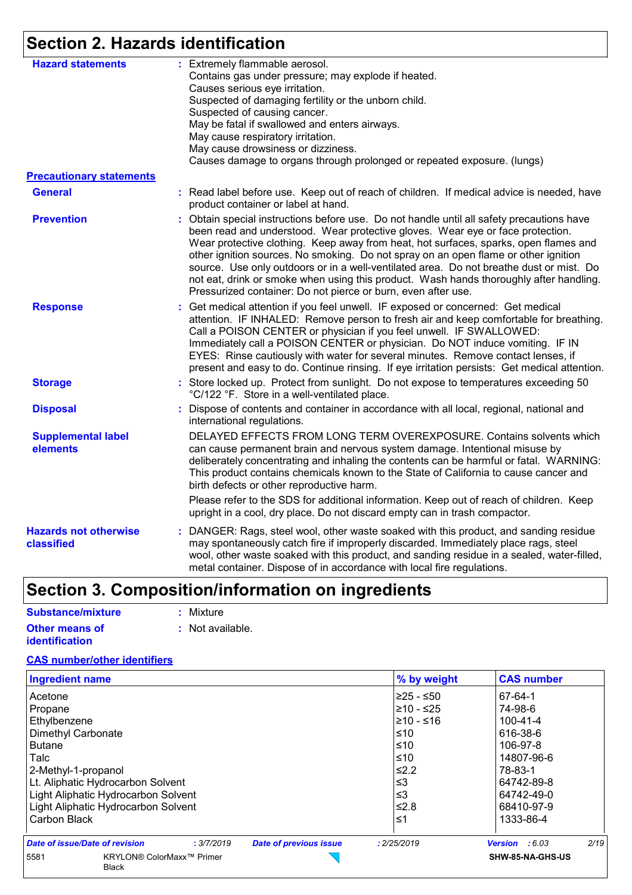## Section 2. Hazards identification

**Hazard statements** : Extremely flammable aerosol.
Contains gas under pressure; may explode if heated.
Causes serious eye irritation.
Suspected of damaging fertility or the unborn child.
Suspected of causing cancer.
May be fatal if swallowed and enters airways.
May cause respiratory irritation.
May cause drowsiness or dizziness.
Causes damage to organs through prolonged or repeated exposure. (lungs)

**Precautionary statements**

**General** : Read label before use. Keep out of reach of children. If medical advice is needed, have product container or label at hand.

**Prevention** : Obtain special instructions before use. Do not handle until all safety precautions have been read and understood. Wear protective gloves. Wear eye or face protection. Wear protective clothing. Keep away from heat, hot surfaces, sparks, open flames and other ignition sources. No smoking. Do not spray on an open flame or other ignition source. Use only outdoors or in a well-ventilated area. Do not breathe dust or mist. Do not eat, drink or smoke when using this product. Wash hands thoroughly after handling. Pressurized container: Do not pierce or burn, even after use.

**Response** : Get medical attention if you feel unwell. IF exposed or concerned: Get medical attention. IF INHALED: Remove person to fresh air and keep comfortable for breathing. Call a POISON CENTER or physician if you feel unwell. IF SWALLOWED: Immediately call a POISON CENTER or physician. Do NOT induce vomiting. IF IN EYES: Rinse cautiously with water for several minutes. Remove contact lenses, if present and easy to do. Continue rinsing. If eye irritation persists: Get medical attention.

**Storage** : Store locked up. Protect from sunlight. Do not expose to temperatures exceeding 50 °C/122 °F. Store in a well-ventilated place.

**Disposal** : Dispose of contents and container in accordance with all local, regional, national and international regulations.

**Supplemental label elements** DELAYED EFFECTS FROM LONG TERM OVEREXPOSURE. Contains solvents which can cause permanent brain and nervous system damage. Intentional misuse by deliberately concentrating and inhaling the contents can be harmful or fatal. WARNING: This product contains chemicals known to the State of California to cause cancer and birth defects or other reproductive harm.

Please refer to the SDS for additional information. Keep out of reach of children. Keep upright in a cool, dry place. Do not discard empty can in trash compactor.

**Hazards not otherwise classified** : DANGER: Rags, steel wool, other waste soaked with this product, and sanding residue may spontaneously catch fire if improperly discarded. Immediately place rags, steel wool, other waste soaked with this product, and sanding residue in a sealed, water-filled, metal container. Dispose of in accordance with local fire regulations.

## Section 3. Composition/information on ingredients

**Substance/mixture** : Mixture

**Other means of identification** : Not available.

**CAS number/other identifiers**

| Ingredient name | % by weight | CAS number |
|---|---|---|
| Acetone | ≥25 - ≤50 | 67-64-1 |
| Propane | ≥10 - ≤25 | 74-98-6 |
| Ethylbenzene | ≥10 - ≤16 | 100-41-4 |
| Dimethyl Carbonate | ≤10 | 616-38-6 |
| Butane | ≤10 | 106-97-8 |
| Talc | ≤10 | 14807-96-6 |
| 2-Methyl-1-propanol | ≤2.2 | 78-83-1 |
| Lt. Aliphatic Hydrocarbon Solvent | ≤3 | 64742-89-8 |
| Light Aliphatic Hydrocarbon Solvent | ≤3 | 64742-49-0 |
| Light Aliphatic Hydrocarbon Solvent | ≤2.8 | 68410-97-9 |
| Carbon Black | ≤1 | 1333-86-4 |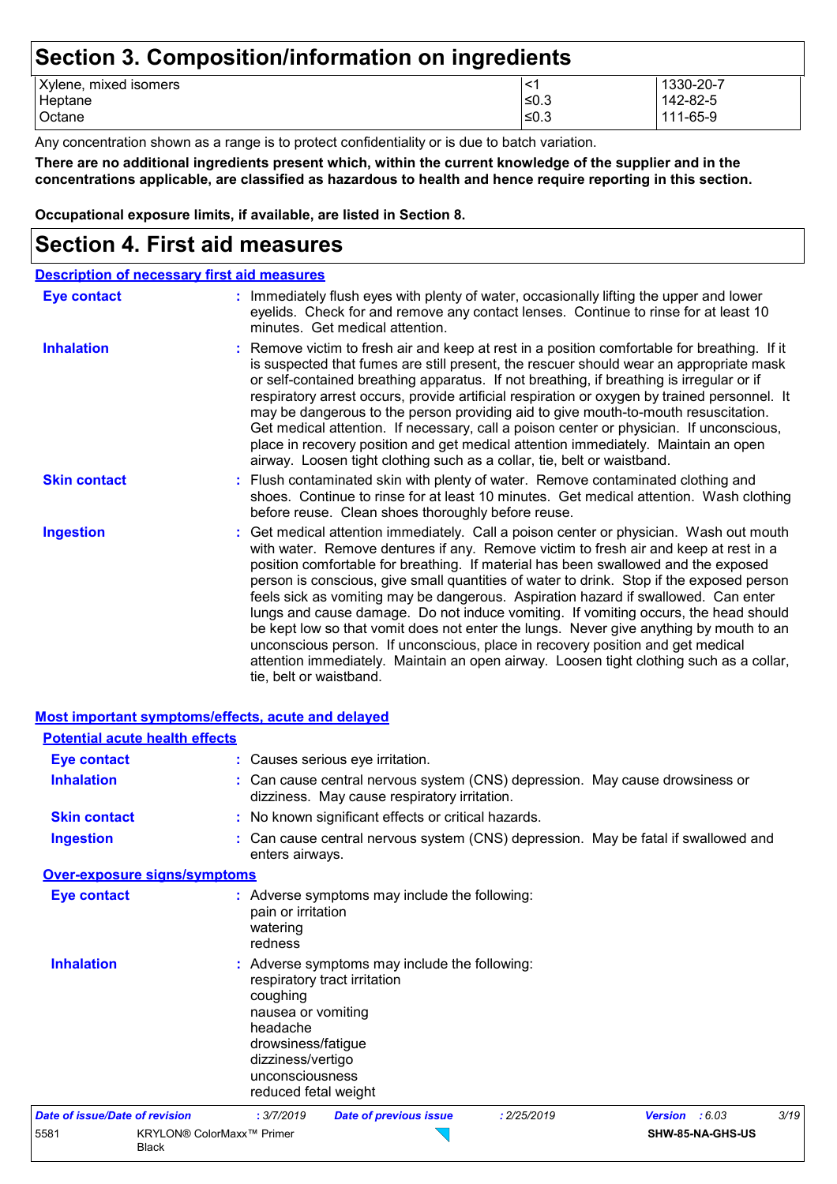# Section 3. Composition/information on ingredients

| | | |
|---|---|---|
| Xylene, mixed isomers | <1 | 1330-20-7 |
| Heptane | ≤0.3 | 142-82-5 |
| Octane | ≤0.3 | 111-65-9 |

Any concentration shown as a range is to protect confidentiality or is due to batch variation.

**There are no additional ingredients present which, within the current knowledge of the supplier and in the concentrations applicable, are classified as hazardous to health and hence require reporting in this section.**

**Occupational exposure limits, if available, are listed in Section 8.**

# Section 4. First aid measures

## Description of necessary first aid measures

**Eye contact** : Immediately flush eyes with plenty of water, occasionally lifting the upper and lower eyelids. Check for and remove any contact lenses. Continue to rinse for at least 10 minutes. Get medical attention.

**Inhalation** : Remove victim to fresh air and keep at rest in a position comfortable for breathing. If it is suspected that fumes are still present, the rescuer should wear an appropriate mask or self-contained breathing apparatus. If not breathing, if breathing is irregular or if respiratory arrest occurs, provide artificial respiration or oxygen by trained personnel. It may be dangerous to the person providing aid to give mouth-to-mouth resuscitation. Get medical attention. If necessary, call a poison center or physician. If unconscious, place in recovery position and get medical attention immediately. Maintain an open airway. Loosen tight clothing such as a collar, tie, belt or waistband.

**Skin contact** : Flush contaminated skin with plenty of water. Remove contaminated clothing and shoes. Continue to rinse for at least 10 minutes. Get medical attention. Wash clothing before reuse. Clean shoes thoroughly before reuse.

**Ingestion** : Get medical attention immediately. Call a poison center or physician. Wash out mouth with water. Remove dentures if any. Remove victim to fresh air and keep at rest in a position comfortable for breathing. If material has been swallowed and the exposed person is conscious, give small quantities of water to drink. Stop if the exposed person feels sick as vomiting may be dangerous. Aspiration hazard if swallowed. Can enter lungs and cause damage. Do not induce vomiting. If vomiting occurs, the head should be kept low so that vomit does not enter the lungs. Never give anything by mouth to an unconscious person. If unconscious, place in recovery position and get medical attention immediately. Maintain an open airway. Loosen tight clothing such as a collar, tie, belt or waistband.

## Most important symptoms/effects, acute and delayed

### Potential acute health effects

**Eye contact** : Causes serious eye irritation.

**Inhalation** : Can cause central nervous system (CNS) depression. May cause drowsiness or dizziness. May cause respiratory irritation.

**Skin contact** : No known significant effects or critical hazards.

**Ingestion** : Can cause central nervous system (CNS) depression. May be fatal if swallowed and enters airways.

### Over-exposure signs/symptoms

**Eye contact** : Adverse symptoms may include the following:
pain or irritation
watering
redness

**Inhalation** : Adverse symptoms may include the following:
respiratory tract irritation
coughing
nausea or vomiting
headache
drowsiness/fatigue
dizziness/vertigo
unconsciousness
reduced fetal weight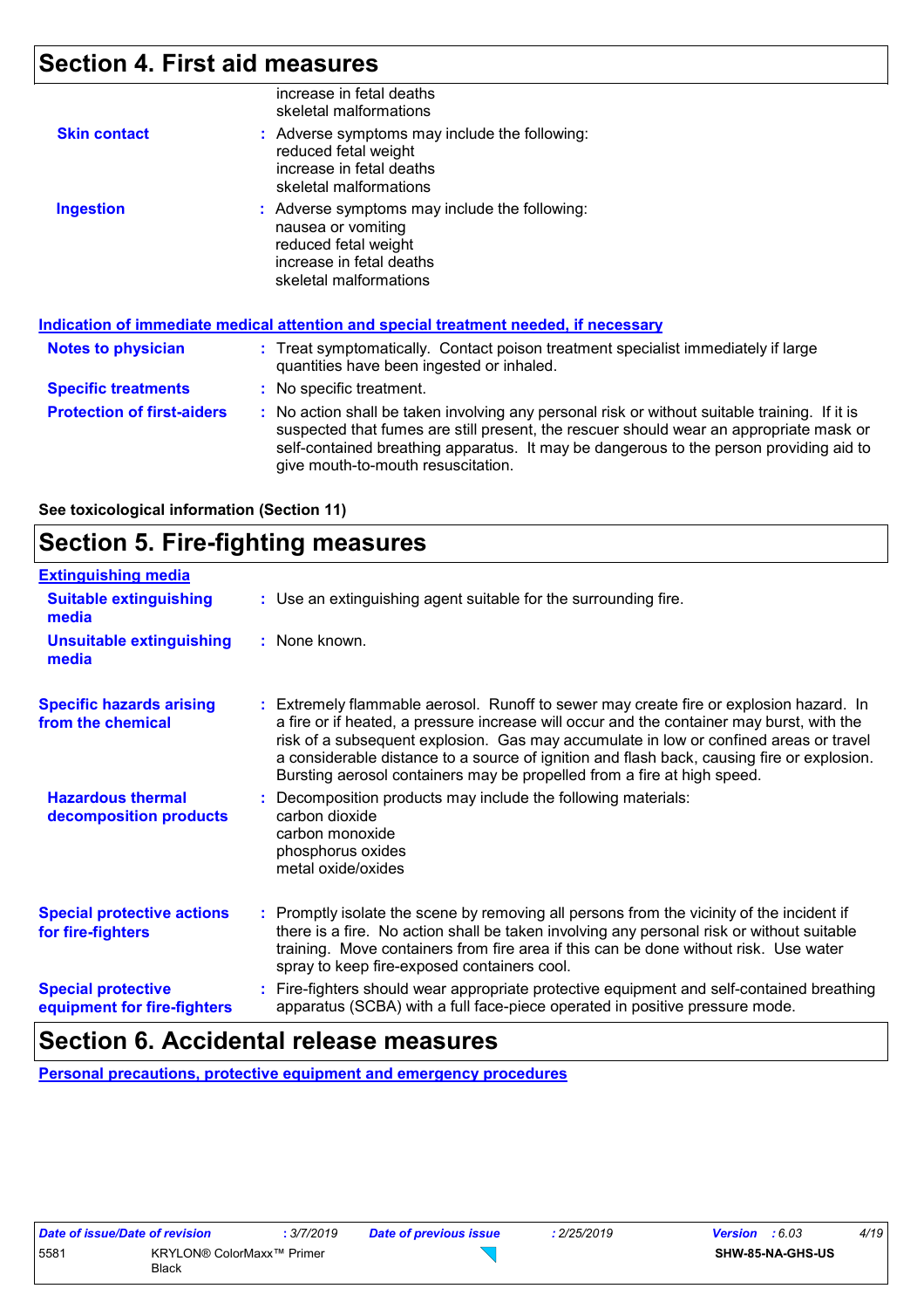## Section 4. First aid measures

| | | |
|---|---|---|
| | | increase in fetal deaths<br>skeletal malformations |
| **Skin contact** | : | Adverse symptoms may include the following:<br>reduced fetal weight<br>increase in fetal deaths<br>skeletal malformations |
| **Ingestion** | : | Adverse symptoms may include the following:<br>nausea or vomiting<br>reduced fetal weight<br>increase in fetal deaths<br>skeletal malformations |

**Indication of immediate medical attention and special treatment needed, if necessary**

| | | |
|---|---|---|
| **Notes to physician** | : | Treat symptomatically. Contact poison treatment specialist immediately if large quantities have been ingested or inhaled. |
| **Specific treatments** | : | No specific treatment. |
| **Protection of first-aiders** | : | No action shall be taken involving any personal risk or without suitable training. If it is suspected that fumes are still present, the rescuer should wear an appropriate mask or self-contained breathing apparatus. It may be dangerous to the person providing aid to give mouth-to-mouth resuscitation. |

**See toxicological information (Section 11)**

## Section 5. Fire-fighting measures

**Extinguishing media**

| | | |
|---|---|---|
| **Suitable extinguishing media** | : | Use an extinguishing agent suitable for the surrounding fire. |
| **Unsuitable extinguishing media** | : | None known. |
| **Specific hazards arising from the chemical** | : | Extremely flammable aerosol. Runoff to sewer may create fire or explosion hazard. In a fire or if heated, a pressure increase will occur and the container may burst, with the risk of a subsequent explosion. Gas may accumulate in low or confined areas or travel a considerable distance to a source of ignition and flash back, causing fire or explosion. Bursting aerosol containers may be propelled from a fire at high speed. |
| **Hazardous thermal decomposition products** | : | Decomposition products may include the following materials:<br>carbon dioxide<br>carbon monoxide<br>phosphorus oxides<br>metal oxide/oxides |
| **Special protective actions for fire-fighters** | : | Promptly isolate the scene by removing all persons from the vicinity of the incident if there is a fire. No action shall be taken involving any personal risk or without suitable training. Move containers from fire area if this can be done without risk. Use water spray to keep fire-exposed containers cool. |
| **Special protective equipment for fire-fighters** | : | Fire-fighters should wear appropriate protective equipment and self-contained breathing apparatus (SCBA) with a full face-piece operated in positive pressure mode. |

## Section 6. Accidental release measures

**Personal precautions, protective equipment and emergency procedures**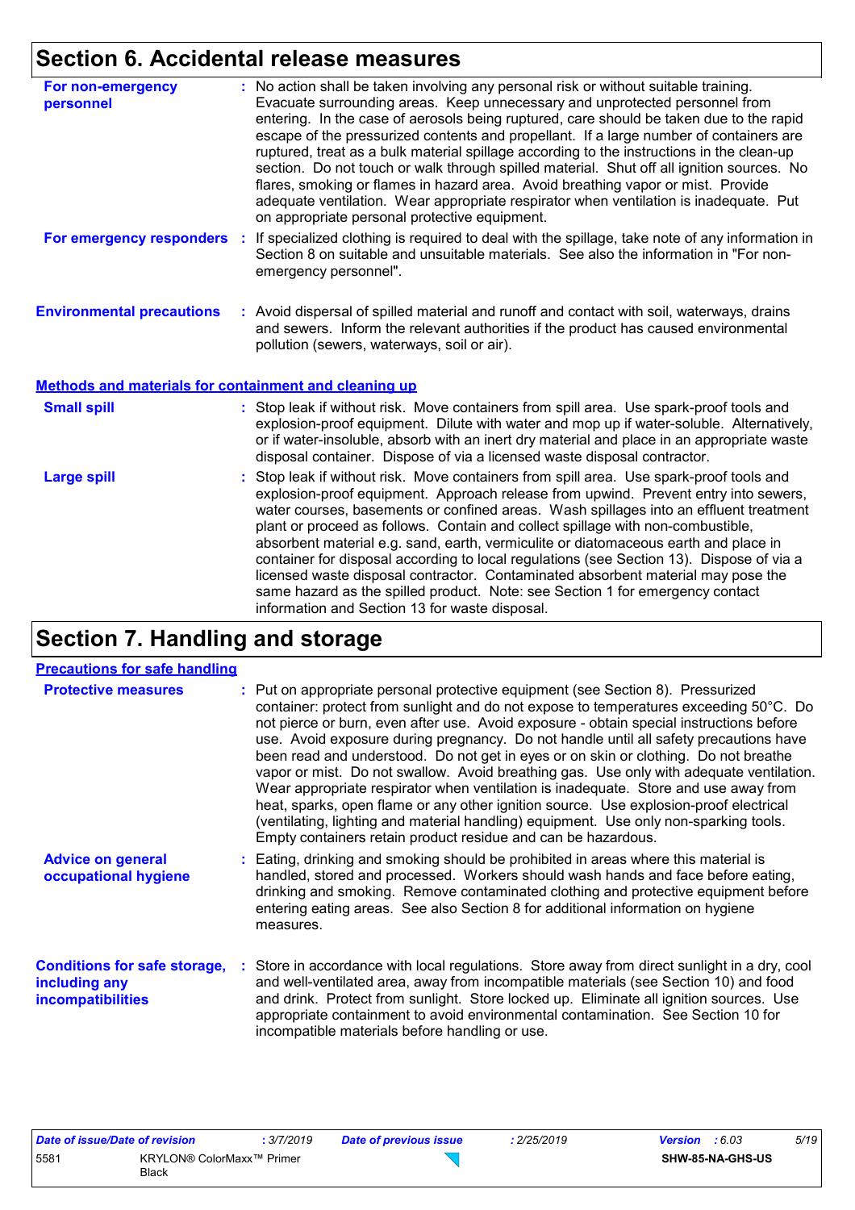## Section 6. Accidental release measures

**For non-emergency personnel** : No action shall be taken involving any personal risk or without suitable training. Evacuate surrounding areas. Keep unnecessary and unprotected personnel from entering. In the case of aerosols being ruptured, care should be taken due to the rapid escape of the pressurized contents and propellant. If a large number of containers are ruptured, treat as a bulk material spillage according to the instructions in the clean-up section. Do not touch or walk through spilled material. Shut off all ignition sources. No flares, smoking or flames in hazard area. Avoid breathing vapor or mist. Provide adequate ventilation. Wear appropriate respirator when ventilation is inadequate. Put on appropriate personal protective equipment.

**For emergency responders** : If specialized clothing is required to deal with the spillage, take note of any information in Section 8 on suitable and unsuitable materials. See also the information in "For non-emergency personnel".

**Environmental precautions** : Avoid dispersal of spilled material and runoff and contact with soil, waterways, drains and sewers. Inform the relevant authorities if the product has caused environmental pollution (sewers, waterways, soil or air).

### Methods and materials for containment and cleaning up

**Small spill** : Stop leak if without risk. Move containers from spill area. Use spark-proof tools and explosion-proof equipment. Dilute with water and mop up if water-soluble. Alternatively, or if water-insoluble, absorb with an inert dry material and place in an appropriate waste disposal container. Dispose of via a licensed waste disposal contractor.

**Large spill** : Stop leak if without risk. Move containers from spill area. Use spark-proof tools and explosion-proof equipment. Approach release from upwind. Prevent entry into sewers, water courses, basements or confined areas. Wash spillages into an effluent treatment plant or proceed as follows. Contain and collect spillage with non-combustible, absorbent material e.g. sand, earth, vermiculite or diatomaceous earth and place in container for disposal according to local regulations (see Section 13). Dispose of via a licensed waste disposal contractor. Contaminated absorbent material may pose the same hazard as the spilled product. Note: see Section 1 for emergency contact information and Section 13 for waste disposal.

## Section 7. Handling and storage

### Precautions for safe handling

**Protective measures** : Put on appropriate personal protective equipment (see Section 8). Pressurized container: protect from sunlight and do not expose to temperatures exceeding 50°C. Do not pierce or burn, even after use. Avoid exposure - obtain special instructions before use. Avoid exposure during pregnancy. Do not handle until all safety precautions have been read and understood. Do not get in eyes or on skin or clothing. Do not breathe vapor or mist. Do not swallow. Avoid breathing gas. Use only with adequate ventilation. Wear appropriate respirator when ventilation is inadequate. Store and use away from heat, sparks, open flame or any other ignition source. Use explosion-proof electrical (ventilating, lighting and material handling) equipment. Use only non-sparking tools. Empty containers retain product residue and can be hazardous.

**Advice on general occupational hygiene** : Eating, drinking and smoking should be prohibited in areas where this material is handled, stored and processed. Workers should wash hands and face before eating, drinking and smoking. Remove contaminated clothing and protective equipment before entering eating areas. See also Section 8 for additional information on hygiene measures.

**Conditions for safe storage, including any incompatibilities** : Store in accordance with local regulations. Store away from direct sunlight in a dry, cool and well-ventilated area, away from incompatible materials (see Section 10) and food and drink. Protect from sunlight. Store locked up. Eliminate all ignition sources. Use appropriate containment to avoid environmental contamination. See Section 10 for incompatible materials before handling or use.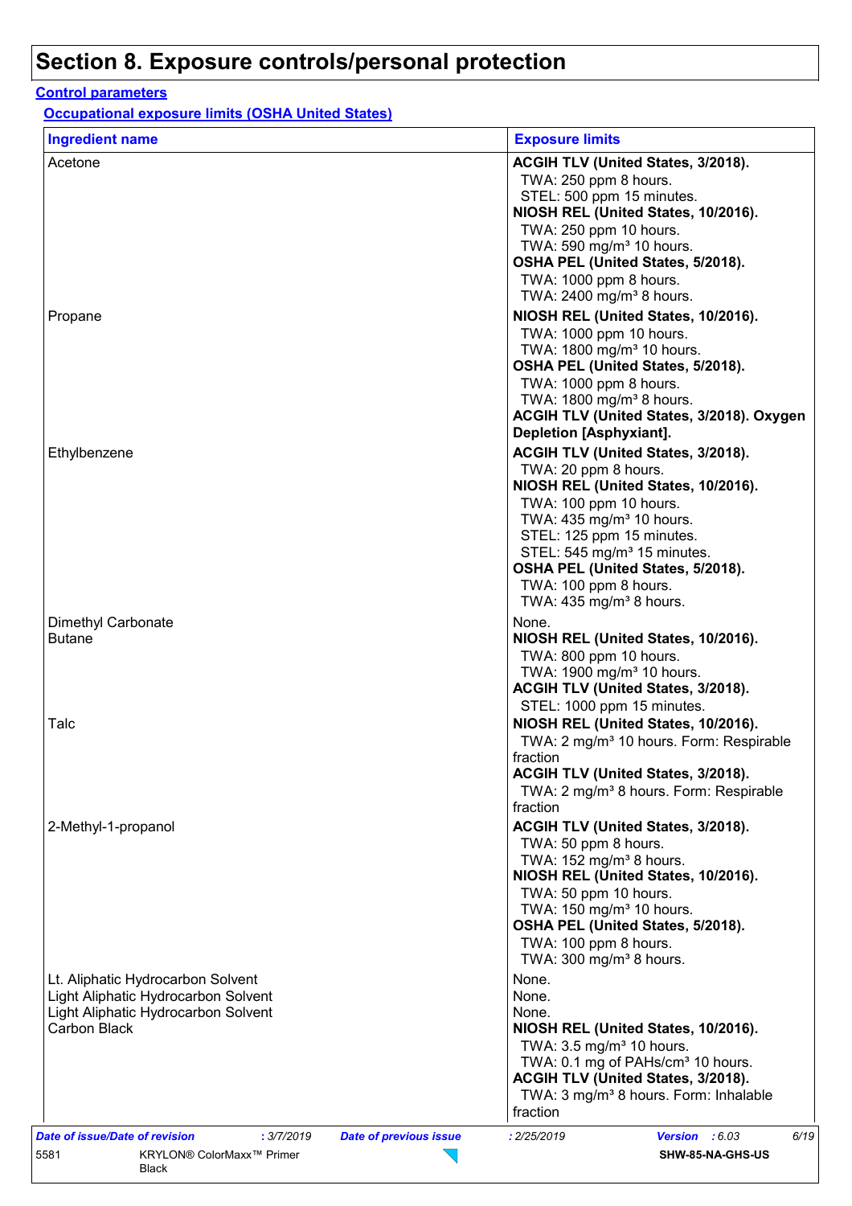# Section 8. Exposure controls/personal protection

## Control parameters

### Occupational exposure limits (OSHA United States)

| Ingredient name | Exposure limits |
| --- | --- |
| Acetone | **ACGIH TLV (United States, 3/2018).**<br>TWA: 250 ppm 8 hours.<br>STEL: 500 ppm 15 minutes.<br>**NIOSH REL (United States, 10/2016).**<br>TWA: 250 ppm 10 hours.<br>TWA: 590 mg/m³ 10 hours.<br>**OSHA PEL (United States, 5/2018).**<br>TWA: 1000 ppm 8 hours.<br>TWA: 2400 mg/m³ 8 hours. |
| Propane | **NIOSH REL (United States, 10/2016).**<br>TWA: 1000 ppm 10 hours.<br>TWA: 1800 mg/m³ 10 hours.<br>**OSHA PEL (United States, 5/2018).**<br>TWA: 1000 ppm 8 hours.<br>TWA: 1800 mg/m³ 8 hours.<br>**ACGIH TLV (United States, 3/2018). Oxygen Depletion [Asphyxiant].** |
| Ethylbenzene | **ACGIH TLV (United States, 3/2018).**<br>TWA: 20 ppm 8 hours.<br>**NIOSH REL (United States, 10/2016).**<br>TWA: 100 ppm 10 hours.<br>TWA: 435 mg/m³ 10 hours.<br>STEL: 125 ppm 15 minutes.<br>STEL: 545 mg/m³ 15 minutes.<br>**OSHA PEL (United States, 5/2018).**<br>TWA: 100 ppm 8 hours.<br>TWA: 435 mg/m³ 8 hours. |
| Dimethyl Carbonate | None. |
| Butane | **NIOSH REL (United States, 10/2016).**<br>TWA: 800 ppm 10 hours.<br>TWA: 1900 mg/m³ 10 hours.<br>**ACGIH TLV (United States, 3/2018).**<br>STEL: 1000 ppm 15 minutes. |
| Talc | **NIOSH REL (United States, 10/2016).**<br>TWA: 2 mg/m³ 10 hours. Form: Respirable fraction<br>**ACGIH TLV (United States, 3/2018).**<br>TWA: 2 mg/m³ 8 hours. Form: Respirable fraction |
| 2-Methyl-1-propanol | **ACGIH TLV (United States, 3/2018).**<br>TWA: 50 ppm 8 hours.<br>TWA: 152 mg/m³ 8 hours.<br>**NIOSH REL (United States, 10/2016).**<br>TWA: 50 ppm 10 hours.<br>TWA: 150 mg/m³ 10 hours.<br>**OSHA PEL (United States, 5/2018).**<br>TWA: 100 ppm 8 hours.<br>TWA: 300 mg/m³ 8 hours. |
| Lt. Aliphatic Hydrocarbon Solvent | None. |
| Light Aliphatic Hydrocarbon Solvent | None. |
| Light Aliphatic Hydrocarbon Solvent | None. |
| Carbon Black | **NIOSH REL (United States, 10/2016).**<br>TWA: 3.5 mg/m³ 10 hours.<br>TWA: 0.1 mg of PAHs/cm³ 10 hours.<br>**ACGIH TLV (United States, 3/2018).**<br>TWA: 3 mg/m³ 8 hours. Form: Inhalable fraction |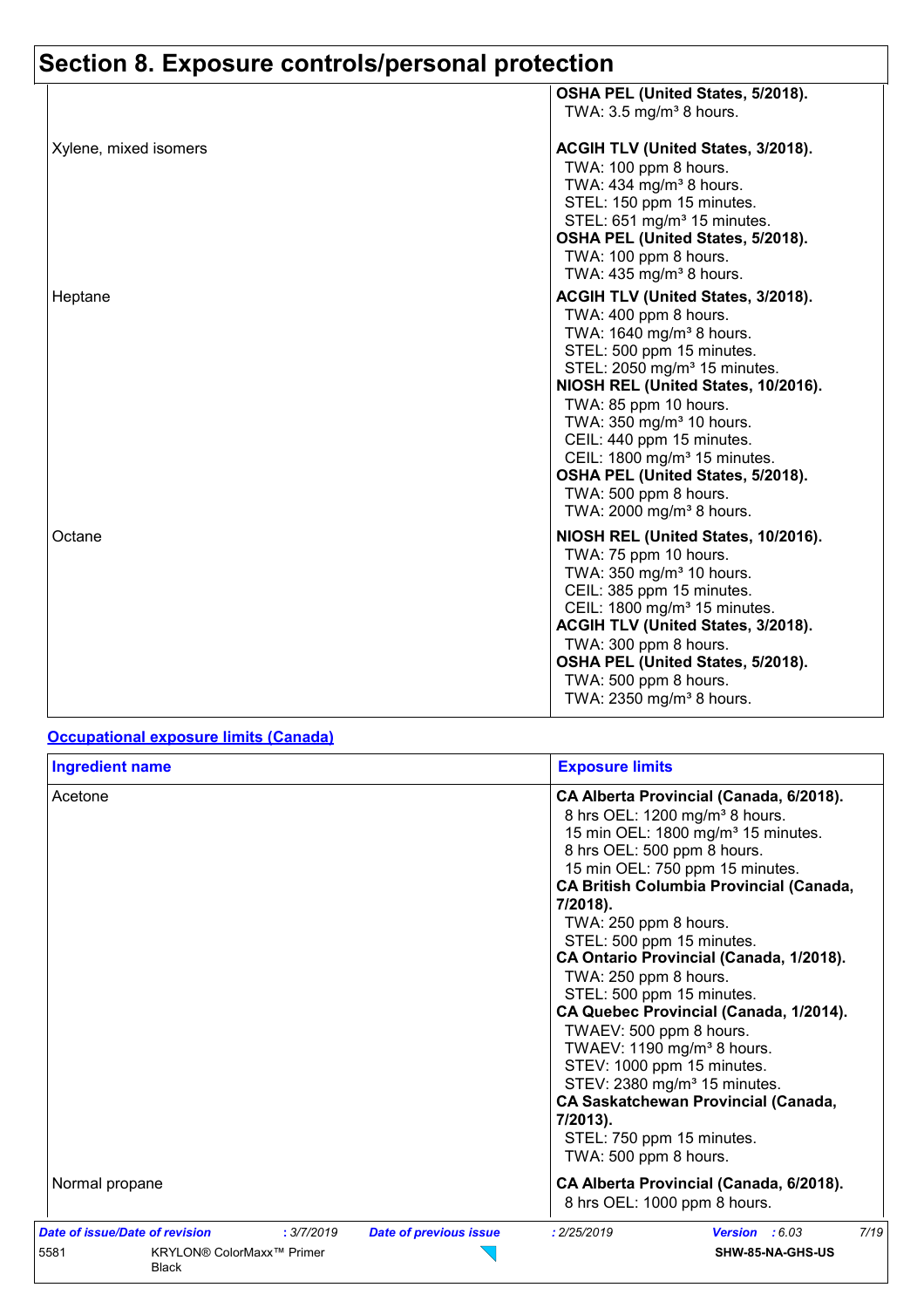# Section 8. Exposure controls/personal protection

| | |
|---|---|
| | **OSHA PEL (United States, 5/2018).**<br>TWA: 3.5 mg/m³ 8 hours. |
| Xylene, mixed isomers | **ACGIH TLV (United States, 3/2018).**<br>TWA: 100 ppm 8 hours.<br>TWA: 434 mg/m³ 8 hours.<br>STEL: 150 ppm 15 minutes.<br>STEL: 651 mg/m³ 15 minutes.<br>**OSHA PEL (United States, 5/2018).**<br>TWA: 100 ppm 8 hours.<br>TWA: 435 mg/m³ 8 hours. |
| Heptane | **ACGIH TLV (United States, 3/2018).**<br>TWA: 400 ppm 8 hours.<br>TWA: 1640 mg/m³ 8 hours.<br>STEL: 500 ppm 15 minutes.<br>STEL: 2050 mg/m³ 15 minutes.<br>**NIOSH REL (United States, 10/2016).**<br>TWA: 85 ppm 10 hours.<br>TWA: 350 mg/m³ 10 hours.<br>CEIL: 440 ppm 15 minutes.<br>CEIL: 1800 mg/m³ 15 minutes.<br>**OSHA PEL (United States, 5/2018).**<br>TWA: 500 ppm 8 hours.<br>TWA: 2000 mg/m³ 8 hours. |
| Octane | **NIOSH REL (United States, 10/2016).**<br>TWA: 75 ppm 10 hours.<br>TWA: 350 mg/m³ 10 hours.<br>CEIL: 385 ppm 15 minutes.<br>CEIL: 1800 mg/m³ 15 minutes.<br>**ACGIH TLV (United States, 3/2018).**<br>TWA: 300 ppm 8 hours.<br>**OSHA PEL (United States, 5/2018).**<br>TWA: 500 ppm 8 hours.<br>TWA: 2350 mg/m³ 8 hours. |

**Occupational exposure limits (Canada)**

| Ingredient name | Exposure limits |
|---|---|
| Acetone | **CA Alberta Provincial (Canada, 6/2018).**<br>8 hrs OEL: 1200 mg/m³ 8 hours.<br>15 min OEL: 1800 mg/m³ 15 minutes.<br>8 hrs OEL: 500 ppm 8 hours.<br>15 min OEL: 750 ppm 15 minutes.<br>**CA British Columbia Provincial (Canada, 7/2018).**<br>TWA: 250 ppm 8 hours.<br>STEL: 500 ppm 15 minutes.<br>**CA Ontario Provincial (Canada, 1/2018).**<br>TWA: 250 ppm 8 hours.<br>STEL: 500 ppm 15 minutes.<br>**CA Quebec Provincial (Canada, 1/2014).**<br>TWAEV: 500 ppm 8 hours.<br>TWAEV: 1190 mg/m³ 8 hours.<br>STEV: 1000 ppm 15 minutes.<br>STEV: 2380 mg/m³ 15 minutes.<br>**CA Saskatchewan Provincial (Canada, 7/2013).**<br>STEL: 750 ppm 15 minutes.<br>TWA: 500 ppm 8 hours. |
| Normal propane | **CA Alberta Provincial (Canada, 6/2018).**<br>8 hrs OEL: 1000 ppm 8 hours. |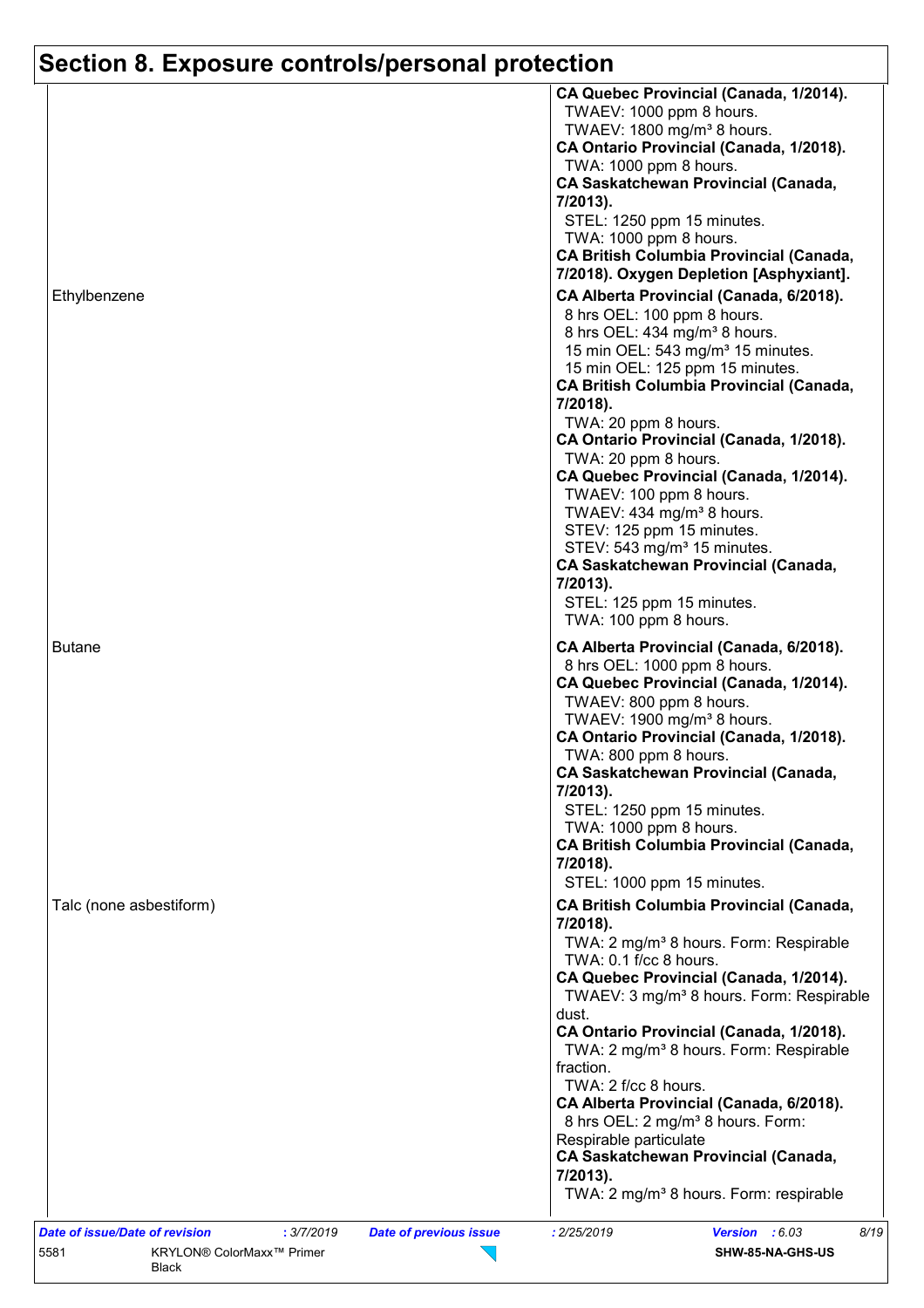## Section 8. Exposure controls/personal protection

| | |
|---|---|
| | **CA Quebec Provincial (Canada, 1/2014).**<br>TWAEV: 1000 ppm 8 hours.<br>TWAEV: 1800 mg/m³ 8 hours.<br>**CA Ontario Provincial (Canada, 1/2018).**<br>TWA: 1000 ppm 8 hours.<br>**CA Saskatchewan Provincial (Canada, 7/2013).**<br>STEL: 1250 ppm 15 minutes.<br>TWA: 1000 ppm 8 hours.<br>**CA British Columbia Provincial (Canada, 7/2018). Oxygen Depletion [Asphyxiant].** |
| Ethylbenzene | **CA Alberta Provincial (Canada, 6/2018).**<br>8 hrs OEL: 100 ppm 8 hours.<br>8 hrs OEL: 434 mg/m³ 8 hours.<br>15 min OEL: 543 mg/m³ 15 minutes.<br>15 min OEL: 125 ppm 15 minutes.<br>**CA British Columbia Provincial (Canada, 7/2018).**<br>TWA: 20 ppm 8 hours.<br>**CA Ontario Provincial (Canada, 1/2018).**<br>TWA: 20 ppm 8 hours.<br>**CA Quebec Provincial (Canada, 1/2014).**<br>TWAEV: 100 ppm 8 hours.<br>TWAEV: 434 mg/m³ 8 hours.<br>STEV: 125 ppm 15 minutes.<br>STEV: 543 mg/m³ 15 minutes.<br>**CA Saskatchewan Provincial (Canada, 7/2013).**<br>STEL: 125 ppm 15 minutes.<br>TWA: 100 ppm 8 hours. |
| Butane | **CA Alberta Provincial (Canada, 6/2018).**<br>8 hrs OEL: 1000 ppm 8 hours.<br>**CA Quebec Provincial (Canada, 1/2014).**<br>TWAEV: 800 ppm 8 hours.<br>TWAEV: 1900 mg/m³ 8 hours.<br>**CA Ontario Provincial (Canada, 1/2018).**<br>TWA: 800 ppm 8 hours.<br>**CA Saskatchewan Provincial (Canada, 7/2013).**<br>STEL: 1250 ppm 15 minutes.<br>TWA: 1000 ppm 8 hours.<br>**CA British Columbia Provincial (Canada, 7/2018).**<br>STEL: 1000 ppm 15 minutes. |
| Talc (none asbestiform) | **CA British Columbia Provincial (Canada, 7/2018).**<br>TWA: 2 mg/m³ 8 hours. Form: Respirable<br>TWA: 0.1 f/cc 8 hours.<br>**CA Quebec Provincial (Canada, 1/2014).**<br>TWAEV: 3 mg/m³ 8 hours. Form: Respirable dust.<br>**CA Ontario Provincial (Canada, 1/2018).**<br>TWA: 2 mg/m³ 8 hours. Form: Respirable fraction.<br>TWA: 2 f/cc 8 hours.<br>**CA Alberta Provincial (Canada, 6/2018).**<br>8 hrs OEL: 2 mg/m³ 8 hours. Form: Respirable particulate<br>**CA Saskatchewan Provincial (Canada, 7/2013).**<br>TWA: 2 mg/m³ 8 hours. Form: respirable |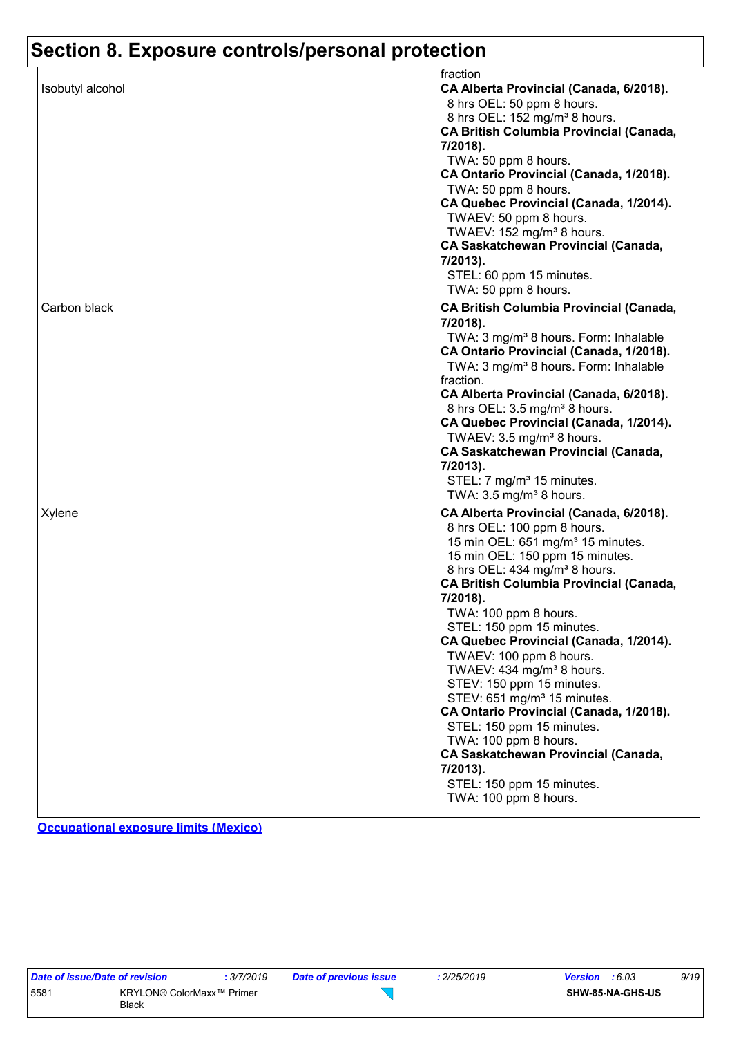# Section 8. Exposure controls/personal protection

| | |
|---|---|
| | fraction |
| Isobutyl alcohol | **CA Alberta Provincial (Canada, 6/2018).**<br>8 hrs OEL: 50 ppm 8 hours.<br>8 hrs OEL: 152 mg/m³ 8 hours.<br>**CA British Columbia Provincial (Canada, 7/2018).**<br>TWA: 50 ppm 8 hours.<br>**CA Ontario Provincial (Canada, 1/2018).**<br>TWA: 50 ppm 8 hours.<br>**CA Quebec Provincial (Canada, 1/2014).**<br>TWAEV: 50 ppm 8 hours.<br>TWAEV: 152 mg/m³ 8 hours.<br>**CA Saskatchewan Provincial (Canada, 7/2013).**<br>STEL: 60 ppm 15 minutes.<br>TWA: 50 ppm 8 hours. |
| Carbon black | **CA British Columbia Provincial (Canada, 7/2018).**<br>TWA: 3 mg/m³ 8 hours. Form: Inhalable<br>**CA Ontario Provincial (Canada, 1/2018).**<br>TWA: 3 mg/m³ 8 hours. Form: Inhalable fraction.<br>**CA Alberta Provincial (Canada, 6/2018).**<br>8 hrs OEL: 3.5 mg/m³ 8 hours.<br>**CA Quebec Provincial (Canada, 1/2014).**<br>TWAEV: 3.5 mg/m³ 8 hours.<br>**CA Saskatchewan Provincial (Canada, 7/2013).**<br>STEL: 7 mg/m³ 15 minutes.<br>TWA: 3.5 mg/m³ 8 hours. |
| Xylene | **CA Alberta Provincial (Canada, 6/2018).**<br>8 hrs OEL: 100 ppm 8 hours.<br>15 min OEL: 651 mg/m³ 15 minutes.<br>15 min OEL: 150 ppm 15 minutes.<br>8 hrs OEL: 434 mg/m³ 8 hours.<br>**CA British Columbia Provincial (Canada, 7/2018).**<br>TWA: 100 ppm 8 hours.<br>STEL: 150 ppm 15 minutes.<br>**CA Quebec Provincial (Canada, 1/2014).**<br>TWAEV: 100 ppm 8 hours.<br>TWAEV: 434 mg/m³ 8 hours.<br>STEV: 150 ppm 15 minutes.<br>STEV: 651 mg/m³ 15 minutes.<br>**CA Ontario Provincial (Canada, 1/2018).**<br>STEL: 150 ppm 15 minutes.<br>TWA: 100 ppm 8 hours.<br>**CA Saskatchewan Provincial (Canada, 7/2013).**<br>STEL: 150 ppm 15 minutes.<br>TWA: 100 ppm 8 hours. |

**Occupational exposure limits (Mexico)**

| *Date of issue/Date of revision* | : 3/7/2019 | *Date of previous issue* | : 2/25/2019 | *Version* : 6.03 |
|---|---|---|---|---|
| 5581 | KRYLON® ColorMaxx™ Primer Black | | | SHW-85-NA-GHS-US |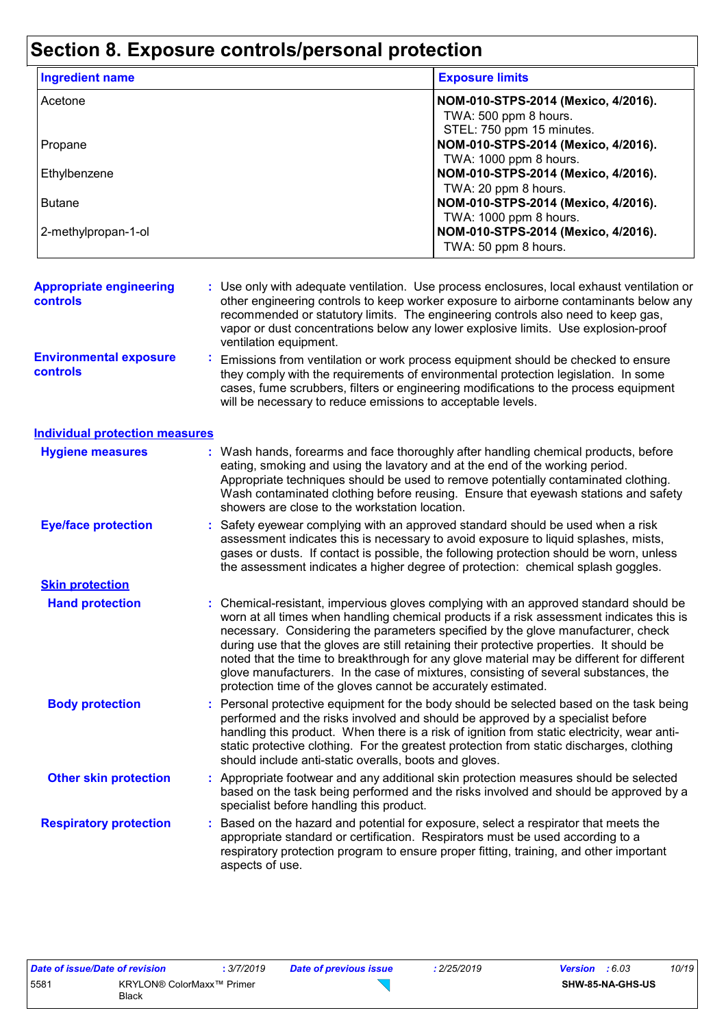# Section 8. Exposure controls/personal protection

| Ingredient name | Exposure limits |
| --- | --- |
| Acetone | **NOM-010-STPS-2014 (Mexico, 4/2016).** TWA: 500 ppm 8 hours. STEL: 750 ppm 15 minutes. |
| Propane | **NOM-010-STPS-2014 (Mexico, 4/2016).** TWA: 1000 ppm 8 hours. |
| Ethylbenzene | **NOM-010-STPS-2014 (Mexico, 4/2016).** TWA: 20 ppm 8 hours. |
| Butane | **NOM-010-STPS-2014 (Mexico, 4/2016).** TWA: 1000 ppm 8 hours. |
| 2-methylpropan-1-ol | **NOM-010-STPS-2014 (Mexico, 4/2016).** TWA: 50 ppm 8 hours. |

**Appropriate engineering controls** : Use only with adequate ventilation. Use process enclosures, local exhaust ventilation or other engineering controls to keep worker exposure to airborne contaminants below any recommended or statutory limits. The engineering controls also need to keep gas, vapor or dust concentrations below any lower explosive limits. Use explosion-proof ventilation equipment.

**Environmental exposure controls** : Emissions from ventilation or work process equipment should be checked to ensure they comply with the requirements of environmental protection legislation. In some cases, fume scrubbers, filters or engineering modifications to the process equipment will be necessary to reduce emissions to acceptable levels.

## Individual protection measures

**Hygiene measures** : Wash hands, forearms and face thoroughly after handling chemical products, before eating, smoking and using the lavatory and at the end of the working period. Appropriate techniques should be used to remove potentially contaminated clothing. Wash contaminated clothing before reusing. Ensure that eyewash stations and safety showers are close to the workstation location.

**Eye/face protection** : Safety eyewear complying with an approved standard should be used when a risk assessment indicates this is necessary to avoid exposure to liquid splashes, mists, gases or dusts. If contact is possible, the following protection should be worn, unless the assessment indicates a higher degree of protection: chemical splash goggles.

### Skin protection

**Hand protection** : Chemical-resistant, impervious gloves complying with an approved standard should be worn at all times when handling chemical products if a risk assessment indicates this is necessary. Considering the parameters specified by the glove manufacturer, check during use that the gloves are still retaining their protective properties. It should be noted that the time to breakthrough for any glove material may be different for different glove manufacturers. In the case of mixtures, consisting of several substances, the protection time of the gloves cannot be accurately estimated.

**Body protection** : Personal protective equipment for the body should be selected based on the task being performed and the risks involved and should be approved by a specialist before handling this product. When there is a risk of ignition from static electricity, wear anti-static protective clothing. For the greatest protection from static discharges, clothing should include anti-static overalls, boots and gloves.

**Other skin protection** : Appropriate footwear and any additional skin protection measures should be selected based on the task being performed and the risks involved and should be approved by a specialist before handling this product.

**Respiratory protection** : Based on the hazard and potential for exposure, select a respirator that meets the appropriate standard or certification. Respirators must be used according to a respiratory protection program to ensure proper fitting, training, and other important aspects of use.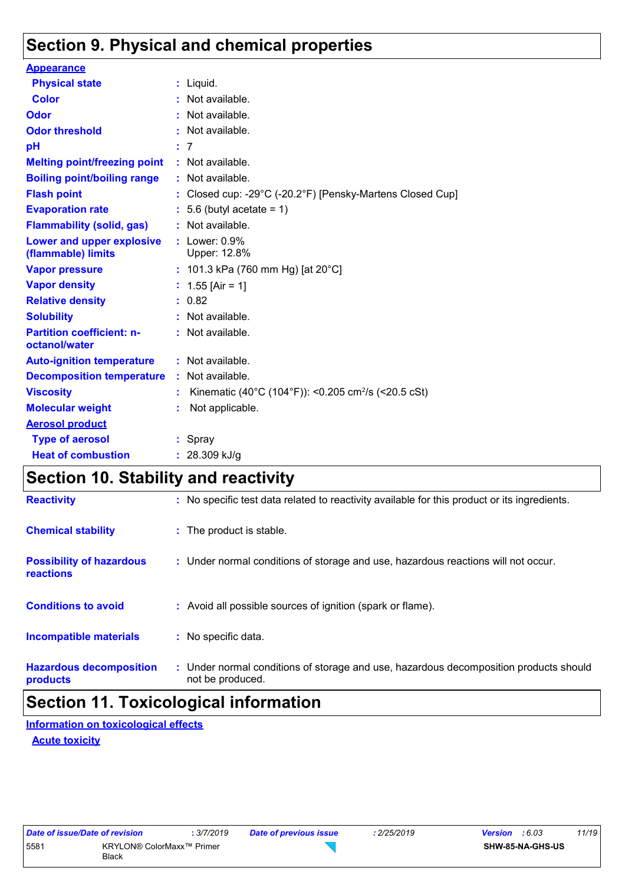## Section 9. Physical and chemical properties

**Appearance**

| | | |
|---|---|---|
| **Physical state** | : | Liquid. |
| **Color** | : | Not available. |
| **Odor** | : | Not available. |
| **Odor threshold** | : | Not available. |
| **pH** | : | 7 |
| **Melting point/freezing point** | : | Not available. |
| **Boiling point/boiling range** | : | Not available. |
| **Flash point** | : | Closed cup: -29°C (-20.2°F) [Pensky-Martens Closed Cup] |
| **Evaporation rate** | : | 5.6 (butyl acetate = 1) |
| **Flammability (solid, gas)** | : | Not available. |
| **Lower and upper explosive (flammable) limits** | : | Lower: 0.9%<br>Upper: 12.8% |
| **Vapor pressure** | : | 101.3 kPa (760 mm Hg) [at 20°C] |
| **Vapor density** | : | 1.55 [Air = 1] |
| **Relative density** | : | 0.82 |
| **Solubility** | : | Not available. |
| **Partition coefficient: n-octanol/water** | : | Not available. |
| **Auto-ignition temperature** | : | Not available. |
| **Decomposition temperature** | : | Not available. |
| **Viscosity** | : | Kinematic (40°C (104°F)): <0.205 $cm^2/s$ (<20.5 cSt) |
| **Molecular weight** | : | Not applicable. |

**Aerosol product**

| | | |
|---|---|---|
| **Type of aerosol** | : | Spray |
| **Heat of combustion** | : | 28.309 kJ/g |

## Section 10. Stability and reactivity

| | | |
|---|---|---|
| **Reactivity** | : | No specific test data related to reactivity available for this product or its ingredients. |
| **Chemical stability** | : | The product is stable. |
| **Possibility of hazardous reactions** | : | Under normal conditions of storage and use, hazardous reactions will not occur. |
| **Conditions to avoid** | : | Avoid all possible sources of ignition (spark or flame). |
| **Incompatible materials** | : | No specific data. |
| **Hazardous decomposition products** | : | Under normal conditions of storage and use, hazardous decomposition products should not be produced. |

## Section 11. Toxicological information

**Information on toxicological effects**

**Acute toxicity**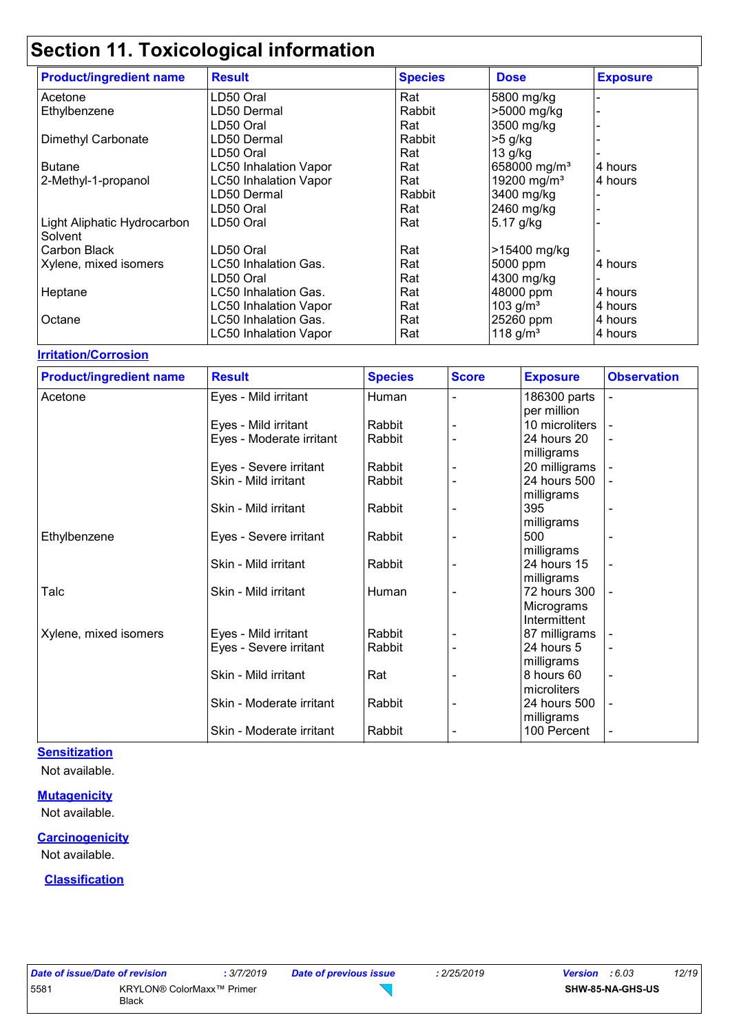# Section 11. Toxicological information

| Product/ingredient name | Result | Species | Dose | Exposure |
|---|---|---|---|---|
| Acetone | LD50 Oral | Rat | 5800 mg/kg | - |
| Ethylbenzene | LD50 Dermal | Rabbit | >5000 mg/kg | - |
| | LD50 Oral | Rat | 3500 mg/kg | - |
| Dimethyl Carbonate | LD50 Dermal | Rabbit | >5 g/kg | - |
| | LD50 Oral | Rat | 13 g/kg | - |
| Butane | LC50 Inhalation Vapor | Rat | 658000 mg/m³ | 4 hours |
| 2-Methyl-1-propanol | LC50 Inhalation Vapor | Rat | 19200 mg/m³ | 4 hours |
| | LD50 Dermal | Rabbit | 3400 mg/kg | - |
| | LD50 Oral | Rat | 2460 mg/kg | - |
| Light Aliphatic Hydrocarbon Solvent | LD50 Oral | Rat | 5.17 g/kg | - |
| Carbon Black | LD50 Oral | Rat | >15400 mg/kg | - |
| Xylene, mixed isomers | LC50 Inhalation Gas. | Rat | 5000 ppm | 4 hours |
| | LD50 Oral | Rat | 4300 mg/kg | - |
| Heptane | LC50 Inhalation Gas. | Rat | 48000 ppm | 4 hours |
| | LC50 Inhalation Vapor | Rat | 103 g/m³ | 4 hours |
| Octane | LC50 Inhalation Gas. | Rat | 25260 ppm | 4 hours |
| | LC50 Inhalation Vapor | Rat | 118 g/m³ | 4 hours |

**Irritation/Corrosion**

| Product/ingredient name | Result | Species | Score | Exposure | Observation |
|---|---|---|---|---|---|
| Acetone | Eyes - Mild irritant | Human | - | 186300 parts per million | - |
| | Eyes - Mild irritant | Rabbit | - | 10 microliters | - |
| | Eyes - Moderate irritant | Rabbit | - | 24 hours 20 milligrams | - |
| | Eyes - Severe irritant | Rabbit | - | 20 milligrams | - |
| | Skin - Mild irritant | Rabbit | - | 24 hours 500 milligrams | - |
| | Skin - Mild irritant | Rabbit | - | 395 milligrams | - |
| Ethylbenzene | Eyes - Severe irritant | Rabbit | - | 500 milligrams | - |
| | Skin - Mild irritant | Rabbit | - | 24 hours 15 milligrams | - |
| Talc | Skin - Mild irritant | Human | - | 72 hours 300 Micrograms Intermittent | - |
| Xylene, mixed isomers | Eyes - Mild irritant | Rabbit | - | 87 milligrams | - |
| | Eyes - Severe irritant | Rabbit | - | 24 hours 5 milligrams | - |
| | Skin - Mild irritant | Rat | - | 8 hours 60 microliters | - |
| | Skin - Moderate irritant | Rabbit | - | 24 hours 500 milligrams | - |
| | Skin - Moderate irritant | Rabbit | - | 100 Percent | - |

**Sensitization**

Not available.

**Mutagenicity**

Not available.

**Carcinogenicity**

Not available.

**Classification**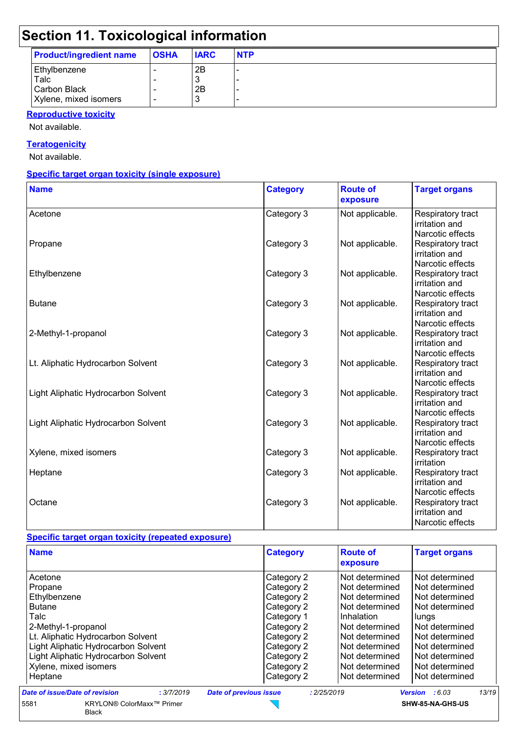# Section 11. Toxicological information

| Product/ingredient name | OSHA | IARC | NTP |
|---|---|---|---|
| Ethylbenzene | - | 2B | - |
| Talc | - | 3 | - |
| Carbon Black | - | 2B | - |
| Xylene, mixed isomers | - | 3 | - |

**Reproductive toxicity**

Not available.

**Teratogenicity**

Not available.

**Specific target organ toxicity (single exposure)**

| Name | Category | Route of exposure | Target organs |
|---|---|---|---|
| Acetone | Category 3 | Not applicable. | Respiratory tract irritation and Narcotic effects |
| Propane | Category 3 | Not applicable. | Respiratory tract irritation and Narcotic effects |
| Ethylbenzene | Category 3 | Not applicable. | Respiratory tract irritation and Narcotic effects |
| Butane | Category 3 | Not applicable. | Respiratory tract irritation and Narcotic effects |
| 2-Methyl-1-propanol | Category 3 | Not applicable. | Respiratory tract irritation and Narcotic effects |
| Lt. Aliphatic Hydrocarbon Solvent | Category 3 | Not applicable. | Respiratory tract irritation and Narcotic effects |
| Light Aliphatic Hydrocarbon Solvent | Category 3 | Not applicable. | Respiratory tract irritation and Narcotic effects |
| Light Aliphatic Hydrocarbon Solvent | Category 3 | Not applicable. | Respiratory tract irritation and Narcotic effects |
| Xylene, mixed isomers | Category 3 | Not applicable. | Respiratory tract irritation |
| Heptane | Category 3 | Not applicable. | Respiratory tract irritation and Narcotic effects |
| Octane | Category 3 | Not applicable. | Respiratory tract irritation and Narcotic effects |

**Specific target organ toxicity (repeated exposure)**

| Name | Category | Route of exposure | Target organs |
|---|---|---|---|
| Acetone | Category 2 | Not determined | Not determined |
| Propane | Category 2 | Not determined | Not determined |
| Ethylbenzene | Category 2 | Not determined | Not determined |
| Butane | Category 2 | Not determined | Not determined |
| Talc | Category 1 | Inhalation | lungs |
| 2-Methyl-1-propanol | Category 2 | Not determined | Not determined |
| Lt. Aliphatic Hydrocarbon Solvent | Category 2 | Not determined | Not determined |
| Light Aliphatic Hydrocarbon Solvent | Category 2 | Not determined | Not determined |
| Light Aliphatic Hydrocarbon Solvent | Category 2 | Not determined | Not determined |
| Xylene, mixed isomers | Category 2 | Not determined | Not determined |
| Heptane | Category 2 | Not determined | Not determined |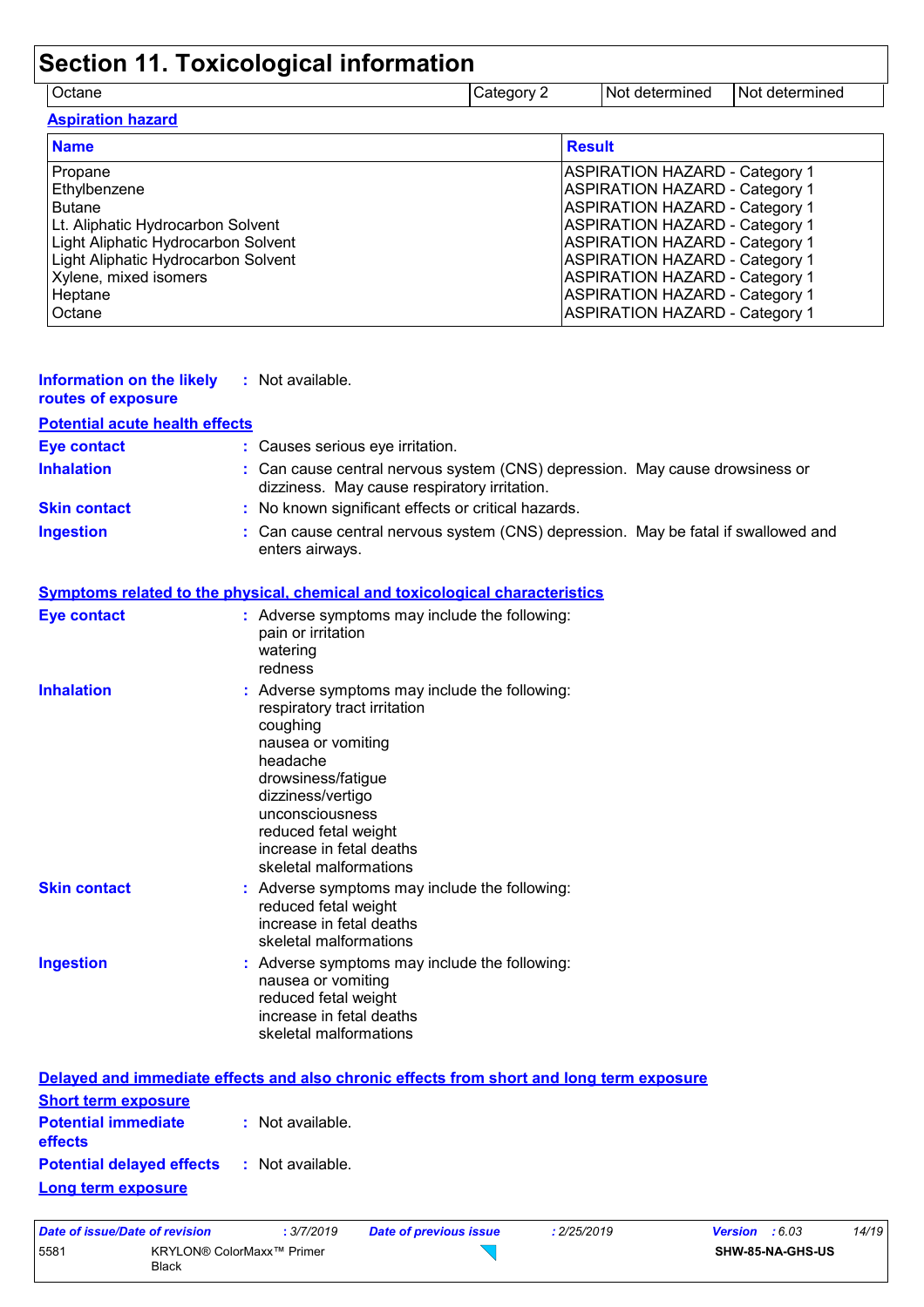# Section 11. Toxicological information

| Octane | Category 2 | Not determined | Not determined |
|---|---|---|---|

**Aspiration hazard**

| Name | Result |
|---|---|
| Propane | ASPIRATION HAZARD - Category 1 |
| Ethylbenzene | ASPIRATION HAZARD - Category 1 |
| Butane | ASPIRATION HAZARD - Category 1 |
| Lt. Aliphatic Hydrocarbon Solvent | ASPIRATION HAZARD - Category 1 |
| Light Aliphatic Hydrocarbon Solvent | ASPIRATION HAZARD - Category 1 |
| Light Aliphatic Hydrocarbon Solvent | ASPIRATION HAZARD - Category 1 |
| Xylene, mixed isomers | ASPIRATION HAZARD - Category 1 |
| Heptane | ASPIRATION HAZARD - Category 1 |
| Octane | ASPIRATION HAZARD - Category 1 |

**Information on the likely routes of exposure** : Not available.

**Potential acute health effects**

**Eye contact** : Causes serious eye irritation.

**Inhalation** : Can cause central nervous system (CNS) depression. May cause drowsiness or dizziness. May cause respiratory irritation.

**Skin contact** : No known significant effects or critical hazards.

**Ingestion** : Can cause central nervous system (CNS) depression. May be fatal if swallowed and enters airways.

**Symptoms related to the physical, chemical and toxicological characteristics**

**Eye contact** : Adverse symptoms may include the following:
pain or irritation
watering
redness

**Inhalation** : Adverse symptoms may include the following:
respiratory tract irritation
coughing
nausea or vomiting
headache
drowsiness/fatigue
dizziness/vertigo
unconsciousness
reduced fetal weight
increase in fetal deaths
skeletal malformations

**Skin contact** : Adverse symptoms may include the following:
reduced fetal weight
increase in fetal deaths
skeletal malformations

**Ingestion** : Adverse symptoms may include the following:
nausea or vomiting
reduced fetal weight
increase in fetal deaths
skeletal malformations

**Delayed and immediate effects and also chronic effects from short and long term exposure**

**Short term exposure**

**Potential immediate effects** : Not available.

**Potential delayed effects** : Not available.

**Long term exposure**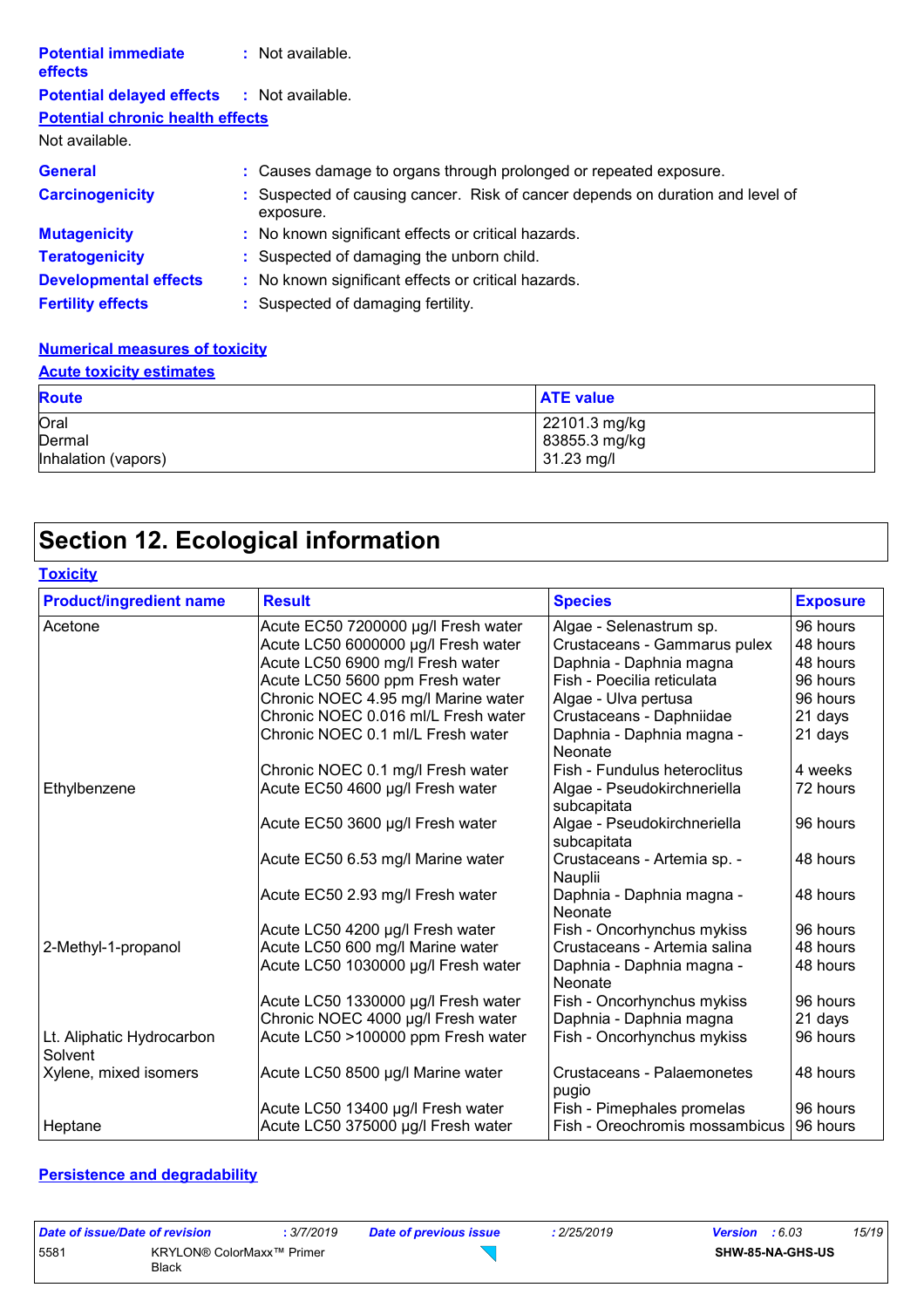**Potential immediate effects** : Not available.

**Potential delayed effects** : Not available.

**Potential chronic health effects**

Not available.

**General** : Causes damage to organs through prolonged or repeated exposure.

**Carcinogenicity** : Suspected of causing cancer. Risk of cancer depends on duration and level of exposure.

**Mutagenicity** : No known significant effects or critical hazards.

**Teratogenicity** : Suspected of damaging the unborn child.

**Developmental effects** : No known significant effects or critical hazards.

**Fertility effects** : Suspected of damaging fertility.

**Numerical measures of toxicity**

**Acute toxicity estimates**

| Route | ATE value |
|---|---|
| Oral | 22101.3 mg/kg |
| Dermal | 83855.3 mg/kg |
| Inhalation (vapors) | 31.23 mg/l |

# Section 12. Ecological information

**Toxicity**

| Product/ingredient name | Result | Species | Exposure |
|---|---|---|---|
| Acetone | Acute EC50 7200000 µg/l Fresh water | Algae - Selenastrum sp. | 96 hours |
| | Acute LC50 6000000 µg/l Fresh water | Crustaceans - Gammarus pulex | 48 hours |
| | Acute LC50 6900 mg/l Fresh water | Daphnia - Daphnia magna | 48 hours |
| | Acute LC50 5600 ppm Fresh water | Fish - Poecilia reticulata | 96 hours |
| | Chronic NOEC 4.95 mg/l Marine water | Algae - Ulva pertusa | 96 hours |
| | Chronic NOEC 0.016 ml/L Fresh water | Crustaceans - Daphniidae | 21 days |
| | Chronic NOEC 0.1 ml/L Fresh water | Daphnia - Daphnia magna - Neonate | 21 days |
| | Chronic NOEC 0.1 mg/l Fresh water | Fish - Fundulus heteroclitus | 4 weeks |
| Ethylbenzene | Acute EC50 4600 µg/l Fresh water | Algae - Pseudokirchneriella subcapitata | 72 hours |
| | Acute EC50 3600 µg/l Fresh water | Algae - Pseudokirchneriella subcapitata | 96 hours |
| | Acute EC50 6.53 mg/l Marine water | Crustaceans - Artemia sp. - Nauplii | 48 hours |
| | Acute EC50 2.93 mg/l Fresh water | Daphnia - Daphnia magna - Neonate | 48 hours |
| | Acute LC50 4200 µg/l Fresh water | Fish - Oncorhynchus mykiss | 96 hours |
| 2-Methyl-1-propanol | Acute LC50 600 mg/l Marine water | Crustaceans - Artemia salina | 48 hours |
| | Acute LC50 1030000 µg/l Fresh water | Daphnia - Daphnia magna - Neonate | 48 hours |
| | Acute LC50 1330000 µg/l Fresh water | Fish - Oncorhynchus mykiss | 96 hours |
| | Chronic NOEC 4000 µg/l Fresh water | Daphnia - Daphnia magna | 21 days |
| Lt. Aliphatic Hydrocarbon Solvent | Acute LC50 >100000 ppm Fresh water | Fish - Oncorhynchus mykiss | 96 hours |
| Xylene, mixed isomers | Acute LC50 8500 µg/l Marine water | Crustaceans - Palaemonetes pugio | 48 hours |
| | Acute LC50 13400 µg/l Fresh water | Fish - Pimephales promelas | 96 hours |
| Heptane | Acute LC50 375000 µg/l Fresh water | Fish - Oreochromis mossambicus | 96 hours |

**Persistence and degradability**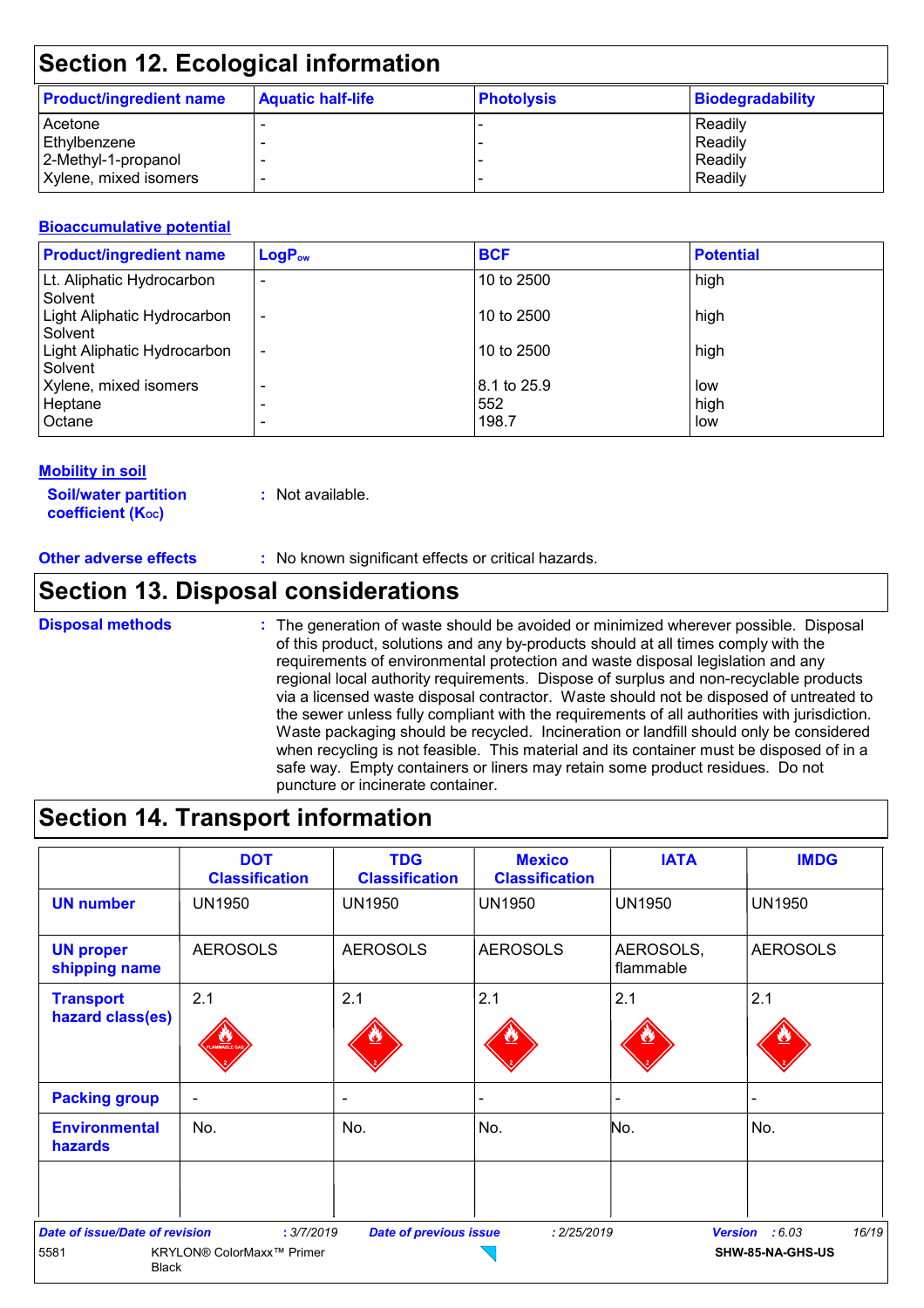## Section 12. Ecological information

| Product/ingredient name | Aquatic half-life | Photolysis | Biodegradability |
|---|---|---|---|
| Acetone | - | - | Readily |
| Ethylbenzene | - | - | Readily |
| 2-Methyl-1-propanol | - | - | Readily |
| Xylene, mixed isomers | - | - | Readily |

### Bioaccumulative potential

| Product/ingredient name | $LogP_{ow}$ | BCF | Potential |
|---|---|---|---|
| Lt. Aliphatic Hydrocarbon Solvent | - | 10 to 2500 | high |
| Light Aliphatic Hydrocarbon Solvent | - | 10 to 2500 | high |
| Light Aliphatic Hydrocarbon Solvent | - | 10 to 2500 | high |
| Xylene, mixed isomers | - | 8.1 to 25.9 | low |
| Heptane | - | 552 | high |
| Octane | - | 198.7 | low |

### Mobility in soil

**Soil/water partition coefficient ($K_{OC}$)** : Not available.

**Other adverse effects** : No known significant effects or critical hazards.

## Section 13. Disposal considerations

**Disposal methods** : The generation of waste should be avoided or minimized wherever possible. Disposal of this product, solutions and any by-products should at all times comply with the requirements of environmental protection and waste disposal legislation and any regional local authority requirements. Dispose of surplus and non-recyclable products via a licensed waste disposal contractor. Waste should not be disposed of untreated to the sewer unless fully compliant with the requirements of all authorities with jurisdiction. Waste packaging should be recycled. Incineration or landfill should only be considered when recycling is not feasible. This material and its container must be disposed of in a safe way. Empty containers or liners may retain some product residues. Do not puncture or incinerate container.

## Section 14. Transport information

| | DOT Classification | TDG Classification | Mexico Classification | IATA | IMDG |
|---|---|---|---|---|---|
| UN number | UN1950 | UN1950 | UN1950 | UN1950 | UN1950 |
| UN proper shipping name | AEROSOLS | AEROSOLS | AEROSOLS | AEROSOLS, flammable | AEROSOLS |
| Transport hazard class(es) | 2.1 | 2.1 | 2.1 | 2.1 | 2.1 |
| Packing group | - | - | - | - | - |
| Environmental hazards | No. | No. | No. | No. | No. |
| | | | | | |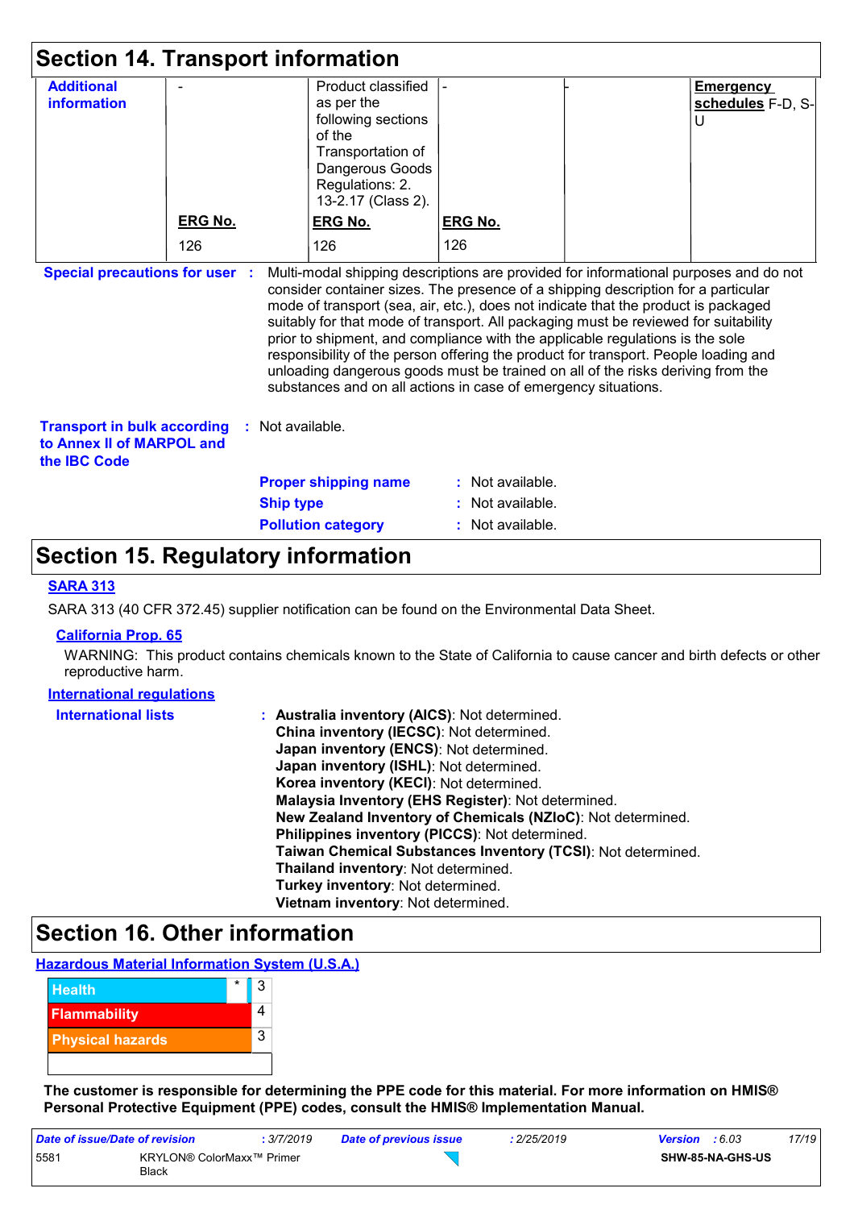## Section 14. Transport information

| Additional information | - | Product classified as per the following sections of the Transportation of Dangerous Goods Regulations: 2.13-2.17 (Class 2). | - | - | **Emergency schedules** F-D, S-U |
|---|---|---|---|---|---|
| | **ERG No.** | **ERG No.** | **ERG No.** | | |
| | 126 | 126 | 126 | | |

**Special precautions for user** : Multi-modal shipping descriptions are provided for informational purposes and do not consider container sizes. The presence of a shipping description for a particular mode of transport (sea, air, etc.), does not indicate that the product is packaged suitably for that mode of transport. All packaging must be reviewed for suitability prior to shipment, and compliance with the applicable regulations is the sole responsibility of the person offering the product for transport. People loading and unloading dangerous goods must be trained on all of the risks deriving from the substances and on all actions in case of emergency situations.

**Transport in bulk according to Annex II of MARPOL and the IBC Code** : Not available.

**Proper shipping name** : Not available.
**Ship type** : Not available.
**Pollution category** : Not available.

## Section 15. Regulatory information

**SARA 313**

SARA 313 (40 CFR 372.45) supplier notification can be found on the Environmental Data Sheet.

**California Prop. 65**

WARNING: This product contains chemicals known to the State of California to cause cancer and birth defects or other reproductive harm.

**International regulations**

**International lists** :
**Australia inventory (AICS)**: Not determined.
**China inventory (IECSC)**: Not determined.
**Japan inventory (ENCS)**: Not determined.
**Japan inventory (ISHL)**: Not determined.
**Korea inventory (KECI)**: Not determined.
**Malaysia Inventory (EHS Register)**: Not determined.
**New Zealand Inventory of Chemicals (NZIoC)**: Not determined.
**Philippines inventory (PICCS)**: Not determined.
**Taiwan Chemical Substances Inventory (TCSI)**: Not determined.
**Thailand inventory**: Not determined.
**Turkey inventory**: Not determined.
**Vietnam inventory**: Not determined.

## Section 16. Other information

**Hazardous Material Information System (U.S.A.)**

| | | |
|---|---|---|
| Health | * | 3 |
| Flammability | | 4 |
| Physical hazards | | 3 |
| | | |

**The customer is responsible for determining the PPE code for this material. For more information on HMIS® Personal Protective Equipment (PPE) codes, consult the HMIS® Implementation Manual.**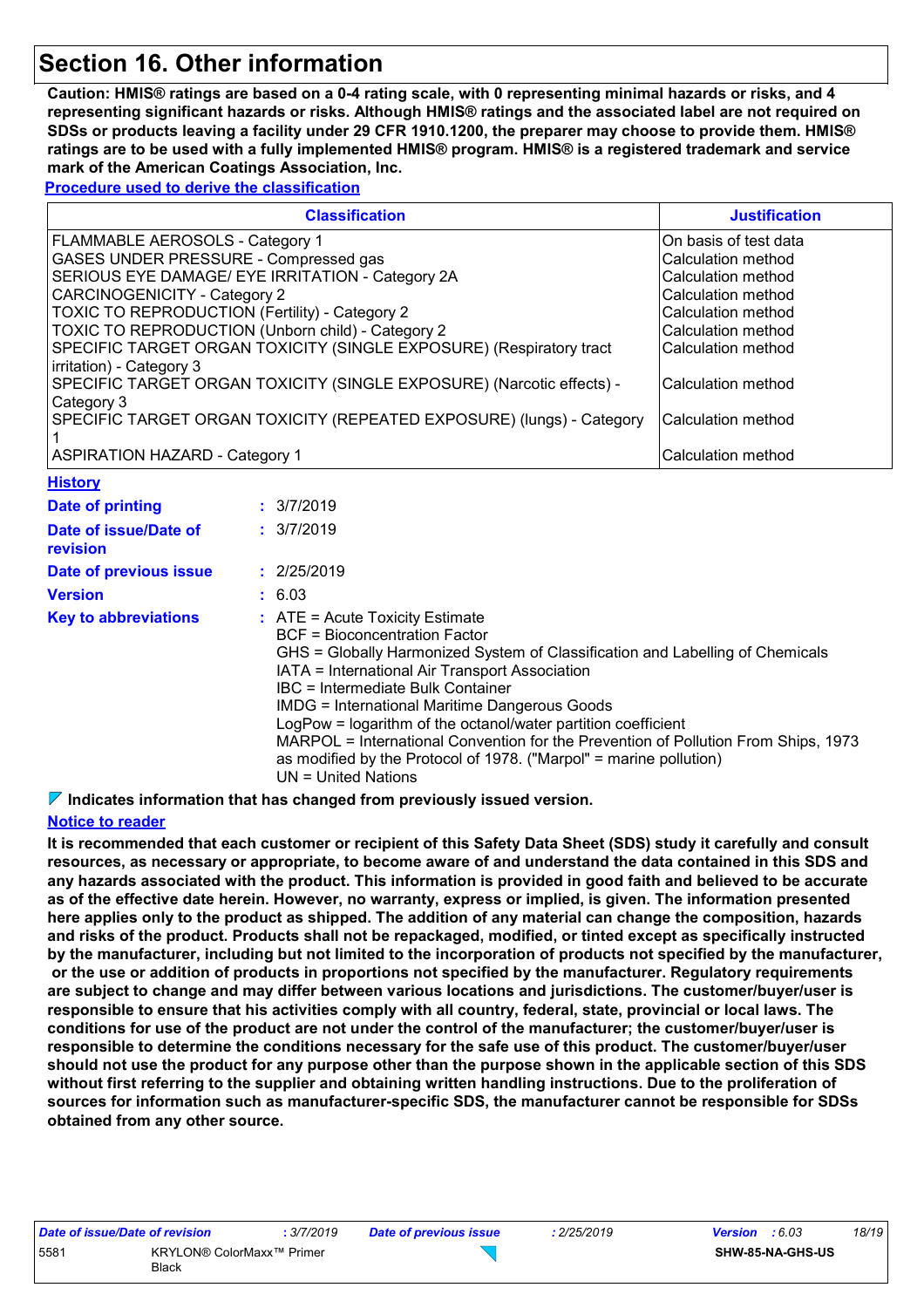# Section 16. Other information

**Caution: HMIS® ratings are based on a 0-4 rating scale, with 0 representing minimal hazards or risks, and 4 representing significant hazards or risks. Although HMIS® ratings and the associated label are not required on SDSs or products leaving a facility under 29 CFR 1910.1200, the preparer may choose to provide them. HMIS® ratings are to be used with a fully implemented HMIS® program. HMIS® is a registered trademark and service mark of the American Coatings Association, Inc.**

**Procedure used to derive the classification**

| Classification | Justification |
| --- | --- |
| FLAMMABLE AEROSOLS - Category 1 | On basis of test data |
| GASES UNDER PRESSURE - Compressed gas | Calculation method |
| SERIOUS EYE DAMAGE/ EYE IRRITATION - Category 2A | Calculation method |
| CARCINOGENICITY - Category 2 | Calculation method |
| TOXIC TO REPRODUCTION (Fertility) - Category 2 | Calculation method |
| TOXIC TO REPRODUCTION (Unborn child) - Category 2 | Calculation method |
| SPECIFIC TARGET ORGAN TOXICITY (SINGLE EXPOSURE) (Respiratory tract irritation) - Category 3 | Calculation method |
| SPECIFIC TARGET ORGAN TOXICITY (SINGLE EXPOSURE) (Narcotic effects) - Category 3 | Calculation method |
| SPECIFIC TARGET ORGAN TOXICITY (REPEATED EXPOSURE) (lungs) - Category 1 | Calculation method |
| ASPIRATION HAZARD - Category 1 | Calculation method |

**History**

**Date of printing** : 3/7/2019

**Date of issue/Date of revision** : 3/7/2019

**Date of previous issue** : 2/25/2019

**Version** : 6.03

**Key to abbreviations** : ATE = Acute Toxicity Estimate
BCF = Bioconcentration Factor
GHS = Globally Harmonized System of Classification and Labelling of Chemicals
IATA = International Air Transport Association
IBC = Intermediate Bulk Container
IMDG = International Maritime Dangerous Goods
LogPow = logarithm of the octanol/water partition coefficient
MARPOL = International Convention for the Prevention of Pollution From Ships, 1973 as modified by the Protocol of 1978. ("Marpol" = marine pollution)
UN = United Nations

**Indicates information that has changed from previously issued version.**

**Notice to reader**

**It is recommended that each customer or recipient of this Safety Data Sheet (SDS) study it carefully and consult resources, as necessary or appropriate, to become aware of and understand the data contained in this SDS and any hazards associated with the product. This information is provided in good faith and believed to be accurate as of the effective date herein. However, no warranty, express or implied, is given. The information presented here applies only to the product as shipped. The addition of any material can change the composition, hazards and risks of the product. Products shall not be repackaged, modified, or tinted except as specifically instructed by the manufacturer, including but not limited to the incorporation of products not specified by the manufacturer, or the use or addition of products in proportions not specified by the manufacturer. Regulatory requirements are subject to change and may differ between various locations and jurisdictions. The customer/buyer/user is responsible to ensure that his activities comply with all country, federal, state, provincial or local laws. The conditions for use of the product are not under the control of the manufacturer; the customer/buyer/user is responsible to determine the conditions necessary for the safe use of this product. The customer/buyer/user should not use the product for any purpose other than the purpose shown in the applicable section of this SDS without first referring to the supplier and obtaining written handling instructions. Due to the proliferation of sources for information such as manufacturer-specific SDS, the manufacturer cannot be responsible for SDSs obtained from any other source.**